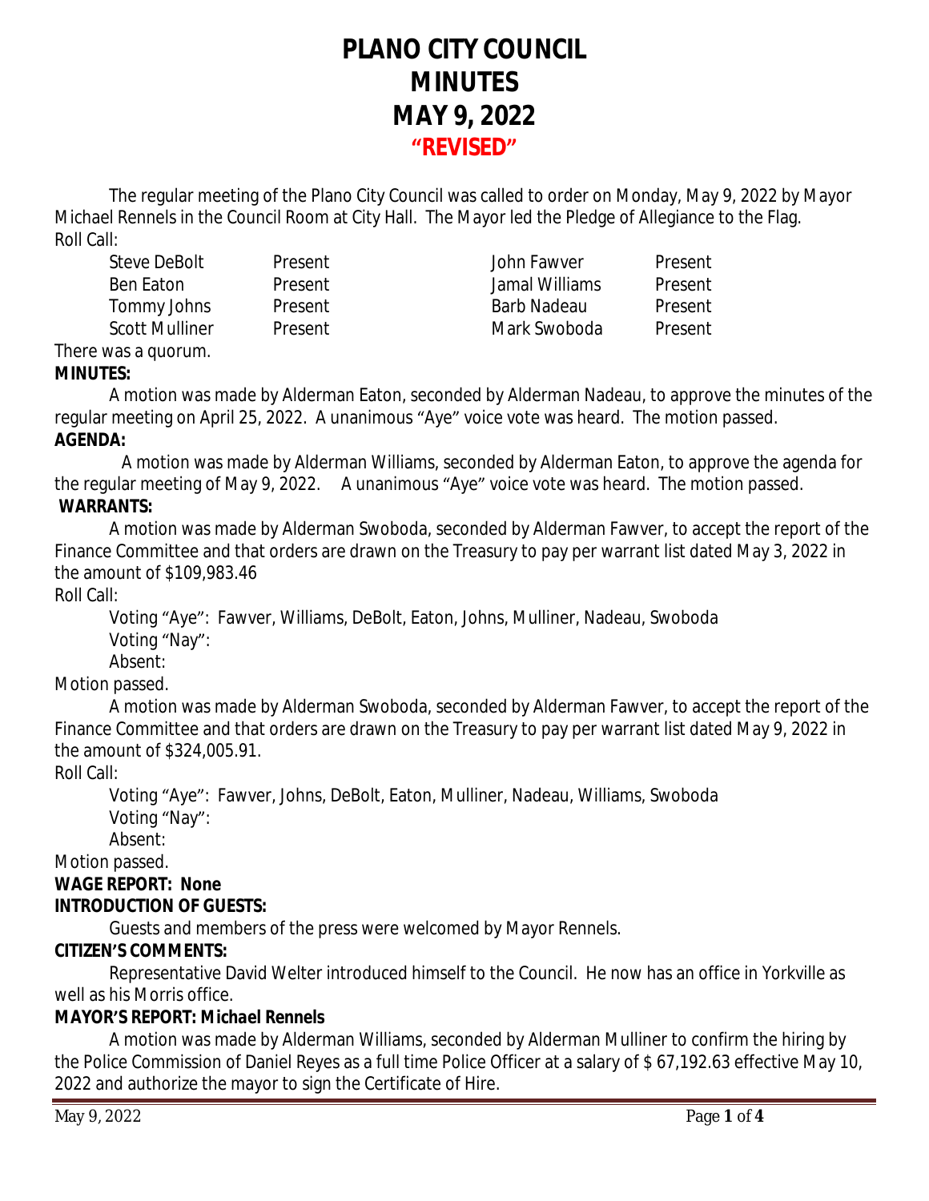# PLANO CITY COUNCIL
# MINUTES
# MAY 9, 2022
# "REVISED"

The regular meeting of the Plano City Council was called to order on Monday, May 9, 2022 by Mayor Michael Rennels in the Council Room at City Hall. The Mayor led the Pledge of Allegiance to the Flag.

Roll Call:

| | | | |
|---|---|---|---|
| Steve DeBolt | Present | John Fawver | Present |
| Ben Eaton | Present | Jamal Williams | Present |
| Tommy Johns | Present | Barb Nadeau | Present |
| Scott Mulliner | Present | Mark Swoboda | Present |

There was a quorum.

**MINUTES:**

A motion was made by Alderman Eaton, seconded by Alderman Nadeau, to approve the minutes of the regular meeting on April 25, 2022. A unanimous "Aye" voice vote was heard. The motion passed.

**AGENDA:**

A motion was made by Alderman Williams, seconded by Alderman Eaton, to approve the agenda for the regular meeting of May 9, 2022. A unanimous "Aye" voice vote was heard. The motion passed.

**WARRANTS:**

A motion was made by Alderman Swoboda, seconded by Alderman Fawver, to accept the report of the Finance Committee and that orders are drawn on the Treasury to pay per warrant list dated May 3, 2022 in the amount of $109,983.46

Roll Call:

Voting "Aye": Fawver, Williams, DeBolt, Eaton, Johns, Mulliner, Nadeau, Swoboda
Voting "Nay":
Absent:

Motion passed.

A motion was made by Alderman Swoboda, seconded by Alderman Fawver, to accept the report of the Finance Committee and that orders are drawn on the Treasury to pay per warrant list dated May 9, 2022 in the amount of $324,005.91.

Roll Call:

Voting "Aye": Fawver, Johns, DeBolt, Eaton, Mulliner, Nadeau, Williams, Swoboda
Voting "Nay":
Absent:

Motion passed.

**WAGE REPORT: None**

**INTRODUCTION OF GUESTS:**

Guests and members of the press were welcomed by Mayor Rennels.

**CITIZEN'S COMMENTS:**

Representative David Welter introduced himself to the Council. He now has an office in Yorkville as well as his Morris office.

**MAYOR'S REPORT: Michael Rennels**

A motion was made by Alderman Williams, seconded by Alderman Mulliner to confirm the hiring by the Police Commission of Daniel Reyes as a full time Police Officer at a salary of $ 67,192.63 effective May 10, 2022 and authorize the mayor to sign the Certificate of Hire.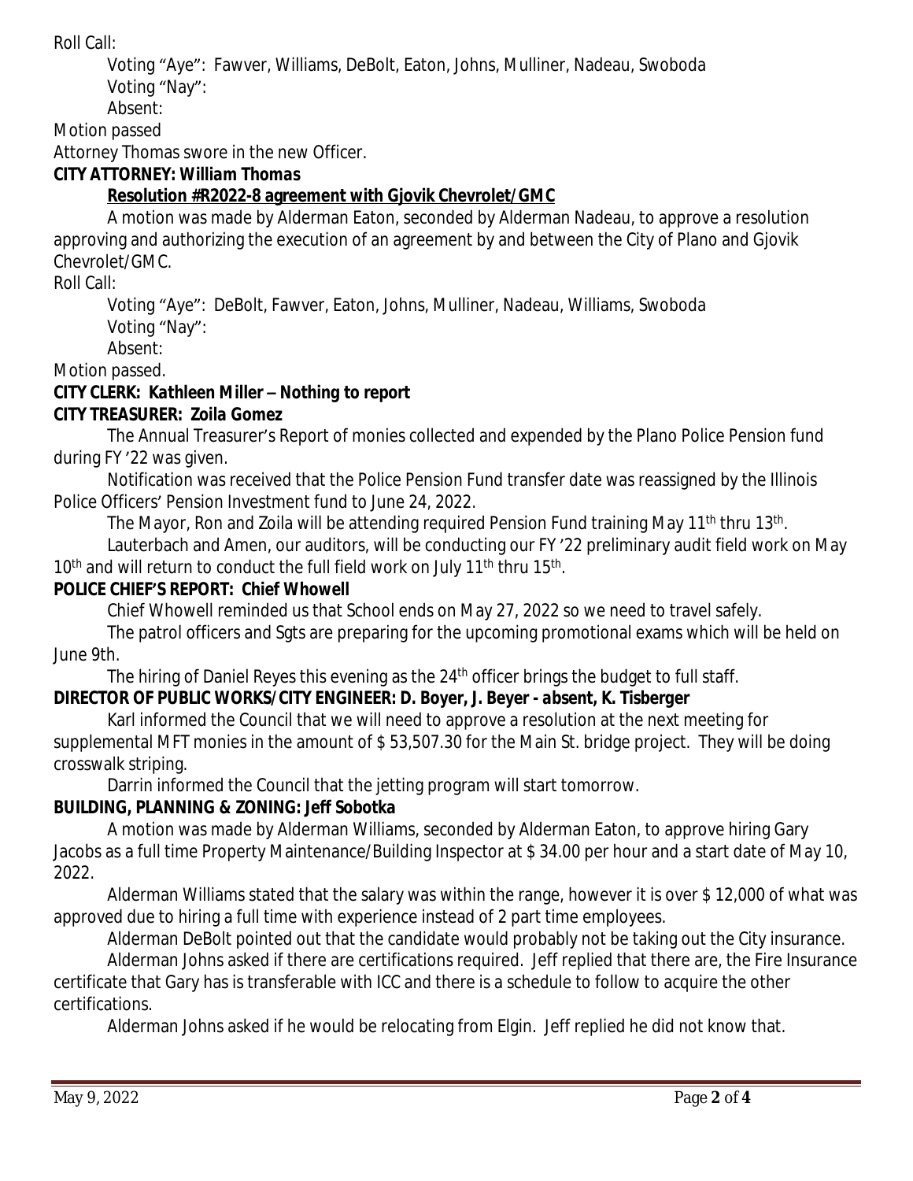Roll Call:

Voting "Aye": Fawver, Williams, DeBolt, Eaton, Johns, Mulliner, Nadeau, Swoboda
Voting "Nay":
Absent:

Motion passed

Attorney Thomas swore in the new Officer.

**CITY ATTORNEY: *William Thomas***

**Resolution #R2022-8 agreement with Gjovik Chevrolet/GMC**

A motion was made by Alderman Eaton, seconded by Alderman Nadeau, to approve a resolution approving and authorizing the execution of an agreement by and between the City of Plano and Gjovik Chevrolet/GMC.

Roll Call:

Voting "Aye": DeBolt, Fawver, Eaton, Johns, Mulliner, Nadeau, Williams, Swoboda
Voting "Nay":
Absent:

Motion passed.

**CITY CLERK: *Kathleen Miller – Nothing to report***

**CITY TREASURER: *Zoila Gomez***

The Annual Treasurer's Report of monies collected and expended by the Plano Police Pension fund during FY '22 was given.

Notification was received that the Police Pension Fund transfer date was reassigned by the Illinois Police Officers' Pension Investment fund to June 24, 2022.

The Mayor, Ron and Zoila will be attending required Pension Fund training May 11th thru 13th.

Lauterbach and Amen, our auditors, will be conducting our FY '22 preliminary audit field work on May 10th and will return to conduct the full field work on July 11th thru 15th.

**POLICE CHIEF'S REPORT: *Chief Whowell***

Chief Whowell reminded us that School ends on May 27, 2022 so we need to travel safely.

The patrol officers and Sgts are preparing for the upcoming promotional exams which will be held on June 9th.

The hiring of Daniel Reyes this evening as the 24th officer brings the budget to full staff.

**DIRECTOR OF PUBLIC WORKS/CITY ENGINEER: *D. Boyer, J. Beyer - absent, K. Tisberger***

Karl informed the Council that we will need to approve a resolution at the next meeting for supplemental MFT monies in the amount of \$ 53,507.30 for the Main St. bridge project. They will be doing crosswalk striping.

Darrin informed the Council that the jetting program will start tomorrow.

**BUILDING, PLANNING & ZONING: *Jeff Sobotka***

A motion was made by Alderman Williams, seconded by Alderman Eaton, to approve hiring Gary Jacobs as a full time Property Maintenance/Building Inspector at \$ 34.00 per hour and a start date of May 10, 2022.

Alderman Williams stated that the salary was within the range, however it is over \$ 12,000 of what was approved due to hiring a full time with experience instead of 2 part time employees.

Alderman DeBolt pointed out that the candidate would probably not be taking out the City insurance.

Alderman Johns asked if there are certifications required. Jeff replied that there are, the Fire Insurance certificate that Gary has is transferable with ICC and there is a schedule to follow to acquire the other certifications.

Alderman Johns asked if he would be relocating from Elgin. Jeff replied he did not know that.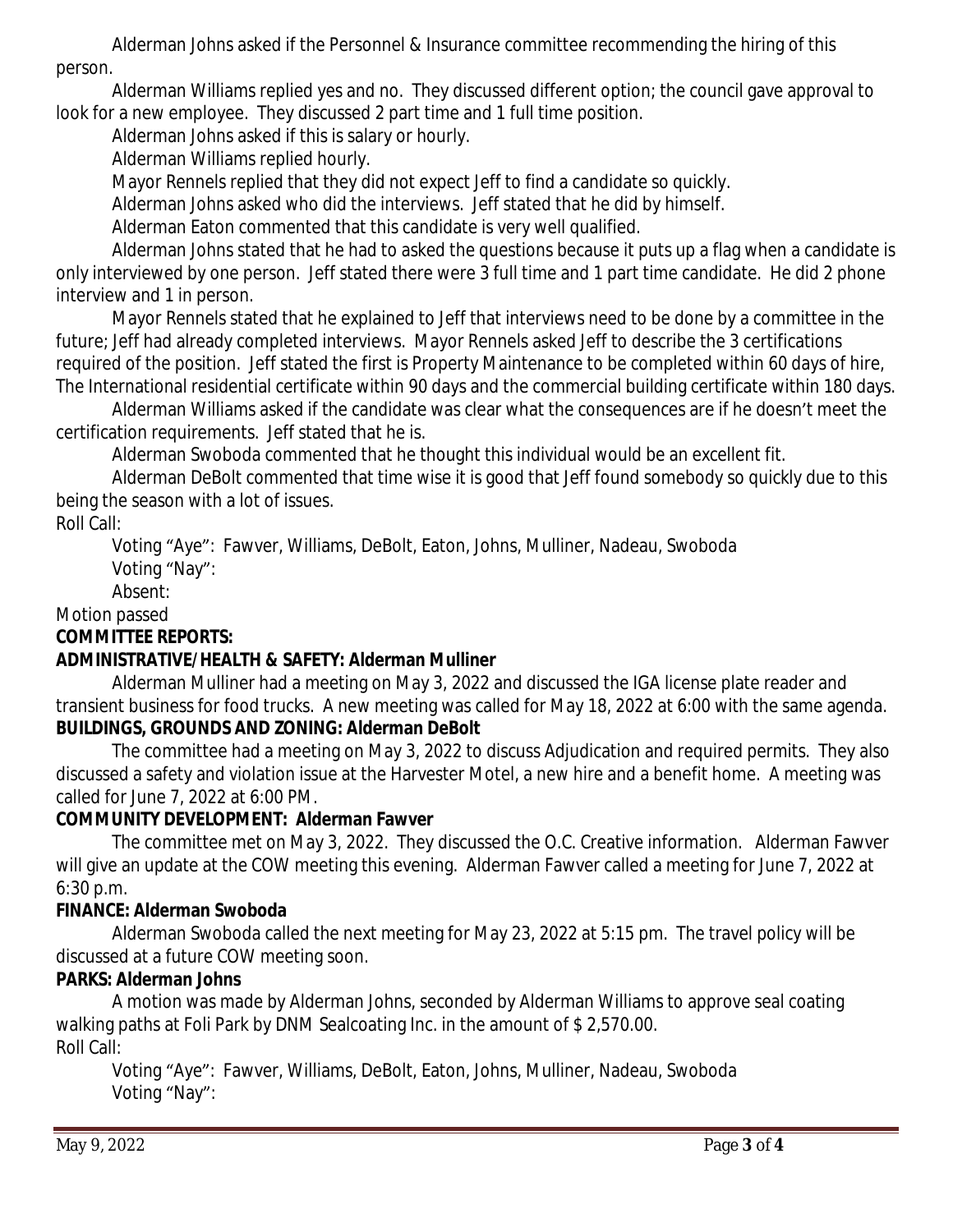Alderman Johns asked if the Personnel & Insurance committee recommending the hiring of this person.

Alderman Williams replied yes and no. They discussed different option; the council gave approval to look for a new employee. They discussed 2 part time and 1 full time position.

Alderman Johns asked if this is salary or hourly.

Alderman Williams replied hourly.

Mayor Rennels replied that they did not expect Jeff to find a candidate so quickly.

Alderman Johns asked who did the interviews. Jeff stated that he did by himself.

Alderman Eaton commented that this candidate is very well qualified.

Alderman Johns stated that he had to asked the questions because it puts up a flag when a candidate is only interviewed by one person. Jeff stated there were 3 full time and 1 part time candidate. He did 2 phone interview and 1 in person.

Mayor Rennels stated that he explained to Jeff that interviews need to be done by a committee in the future; Jeff had already completed interviews. Mayor Rennels asked Jeff to describe the 3 certifications required of the position. Jeff stated the first is Property Maintenance to be completed within 60 days of hire, The International residential certificate within 90 days and the commercial building certificate within 180 days.

Alderman Williams asked if the candidate was clear what the consequences are if he doesn't meet the certification requirements. Jeff stated that he is.

Alderman Swoboda commented that he thought this individual would be an excellent fit.

Alderman DeBolt commented that time wise it is good that Jeff found somebody so quickly due to this being the season with a lot of issues.

Roll Call:

Voting "Aye": Fawver, Williams, DeBolt, Eaton, Johns, Mulliner, Nadeau, Swoboda
Voting "Nay":
Absent:

Motion passed

**COMMITTEE REPORTS:**

**ADMINISTRATIVE/HEALTH & SAFETY: Alderman Mulliner**

Alderman Mulliner had a meeting on May 3, 2022 and discussed the IGA license plate reader and transient business for food trucks. A new meeting was called for May 18, 2022 at 6:00 with the same agenda.

**BUILDINGS, GROUNDS AND ZONING: Alderman DeBolt**

The committee had a meeting on May 3, 2022 to discuss Adjudication and required permits. They also discussed a safety and violation issue at the Harvester Motel, a new hire and a benefit home. A meeting was called for June 7, 2022 at 6:00 PM.

**COMMUNITY DEVELOPMENT: Alderman Fawver**

The committee met on May 3, 2022. They discussed the O.C. Creative information. Alderman Fawver will give an update at the COW meeting this evening. Alderman Fawver called a meeting for June 7, 2022 at 6:30 p.m.

**FINANCE: Alderman Swoboda**

Alderman Swoboda called the next meeting for May 23, 2022 at 5:15 pm. The travel policy will be discussed at a future COW meeting soon.

**PARKS: Alderman Johns**

A motion was made by Alderman Johns, seconded by Alderman Williams to approve seal coating walking paths at Foli Park by DNM Sealcoating Inc. in the amount of $ 2,570.00.

Roll Call:

Voting "Aye": Fawver, Williams, DeBolt, Eaton, Johns, Mulliner, Nadeau, Swoboda
Voting "Nay":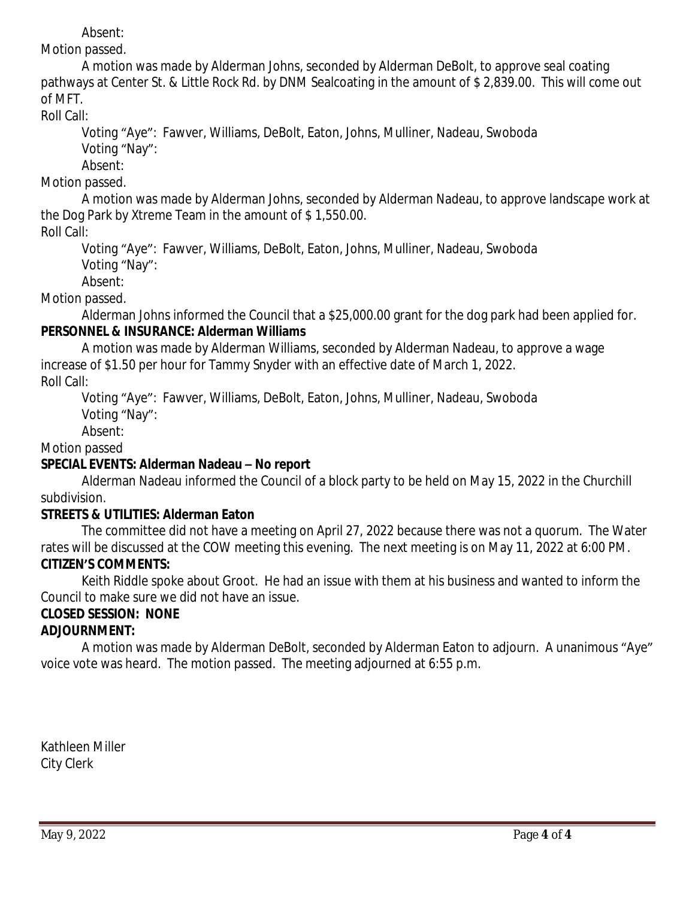Absent:

Motion passed.

A motion was made by Alderman Johns, seconded by Alderman DeBolt, to approve seal coating pathways at Center St. & Little Rock Rd. by DNM Sealcoating in the amount of $ 2,839.00. This will come out of MFT.

Roll Call:

Voting "Aye": Fawver, Williams, DeBolt, Eaton, Johns, Mulliner, Nadeau, Swoboda
Voting "Nay":
Absent:

Motion passed.

A motion was made by Alderman Johns, seconded by Alderman Nadeau, to approve landscape work at the Dog Park by Xtreme Team in the amount of $ 1,550.00.

Roll Call:

Voting "Aye": Fawver, Williams, DeBolt, Eaton, Johns, Mulliner, Nadeau, Swoboda
Voting "Nay":
Absent:

Motion passed.

Alderman Johns informed the Council that a $25,000.00 grant for the dog park had been applied for.

**PERSONNEL & INSURANCE: Alderman Williams**

A motion was made by Alderman Williams, seconded by Alderman Nadeau, to approve a wage increase of $1.50 per hour for Tammy Snyder with an effective date of March 1, 2022.

Roll Call:

Voting "Aye": Fawver, Williams, DeBolt, Eaton, Johns, Mulliner, Nadeau, Swoboda
Voting "Nay":
Absent:

Motion passed

**SPECIAL EVENTS: Alderman Nadeau – No report**

Alderman Nadeau informed the Council of a block party to be held on May 15, 2022 in the Churchill subdivision.

**STREETS & UTILITIES: Alderman Eaton**

The committee did not have a meeting on April 27, 2022 because there was not a quorum. The Water rates will be discussed at the COW meeting this evening. The next meeting is on May 11, 2022 at 6:00 PM.

**CITIZEN'S COMMENTS:**

Keith Riddle spoke about Groot. He had an issue with them at his business and wanted to inform the Council to make sure we did not have an issue.

**CLOSED SESSION: NONE**

**ADJOURNMENT:**

A motion was made by Alderman DeBolt, seconded by Alderman Eaton to adjourn. A unanimous "Aye" voice vote was heard. The motion passed. The meeting adjourned at 6:55 p.m.

Kathleen Miller
City Clerk

May 9, 2022